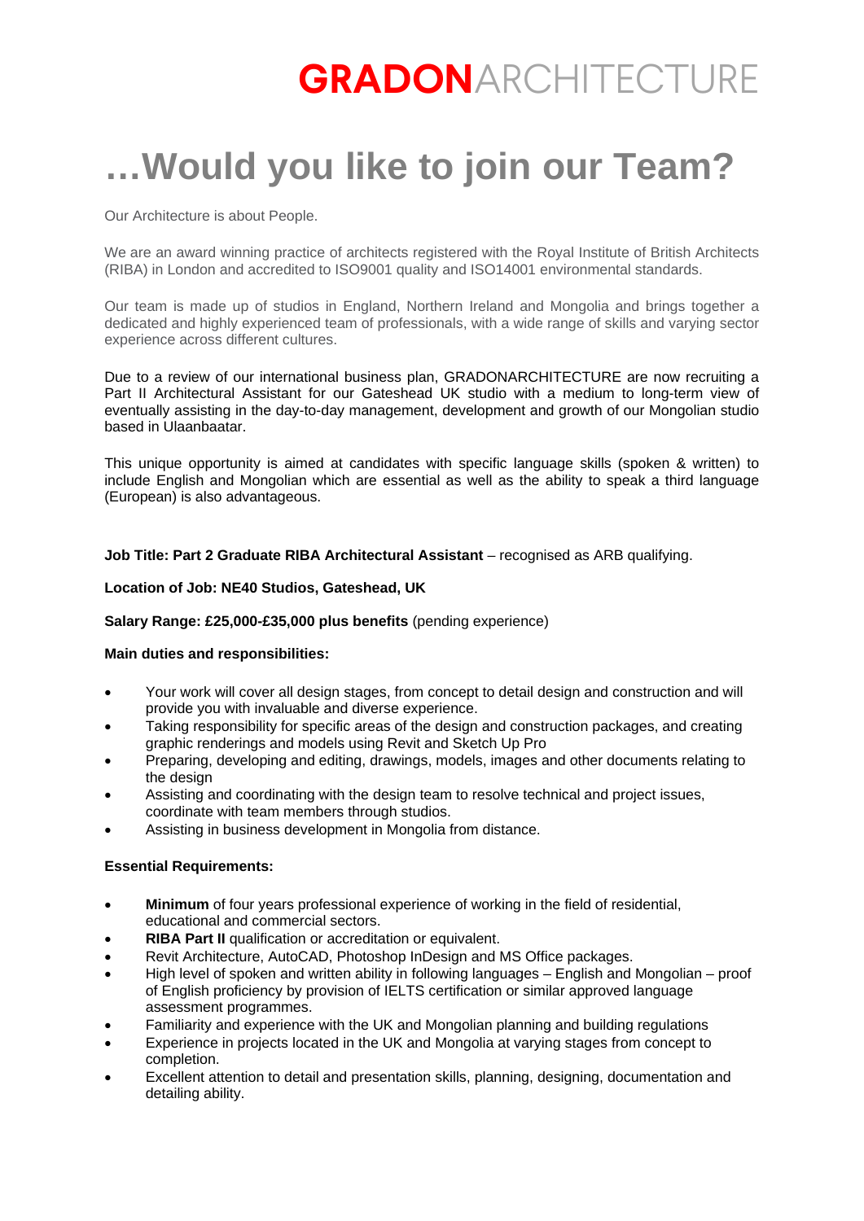**GRADON**ARCHITECTURE

# …Would you like to join our Team?

Our Architecture is about People.

We are an award winning practice of architects registered with the Royal Institute of British Architects (RIBA) in London and accredited to ISO9001 quality and ISO14001 environmental standards.

Our team is made up of studios in England, Northern Ireland and Mongolia and brings together a dedicated and highly experienced team of professionals, with a wide range of skills and varying sector experience across different cultures.

Due to a review of our international business plan, GRADONARCHITECTURE are now recruiting a Part II Architectural Assistant for our Gateshead UK studio with a medium to long-term view of eventually assisting in the day-to-day management, development and growth of our Mongolian studio based in Ulaanbaatar.

This unique opportunity is aimed at candidates with specific language skills (spoken & written) to include English and Mongolian which are essential as well as the ability to speak a third language (European) is also advantageous.

**Job Title: Part 2 Graduate RIBA Architectural Assistant** – recognised as ARB qualifying.

**Location of Job: NE40 Studios, Gateshead, UK**

**Salary Range: £25,000-£35,000 plus benefits** (pending experience)

**Main duties and responsibilities:**

- Your work will cover all design stages, from concept to detail design and construction and will provide you with invaluable and diverse experience.
- Taking responsibility for specific areas of the design and construction packages, and creating graphic renderings and models using Revit and Sketch Up Pro
- Preparing, developing and editing, drawings, models, images and other documents relating to the design
- Assisting and coordinating with the design team to resolve technical and project issues, coordinate with team members through studios.
- Assisting in business development in Mongolia from distance.

**Essential Requirements:**

- **Minimum** of four years professional experience of working in the field of residential, educational and commercial sectors.
- **RIBA Part II** qualification or accreditation or equivalent.
- Revit Architecture, AutoCAD, Photoshop InDesign and MS Office packages.
- High level of spoken and written ability in following languages – English and Mongolian – proof of English proficiency by provision of IELTS certification or similar approved language assessment programmes.
- Familiarity and experience with the UK and Mongolian planning and building regulations
- Experience in projects located in the UK and Mongolia at varying stages from concept to completion.
- Excellent attention to detail and presentation skills, planning, designing, documentation and detailing ability.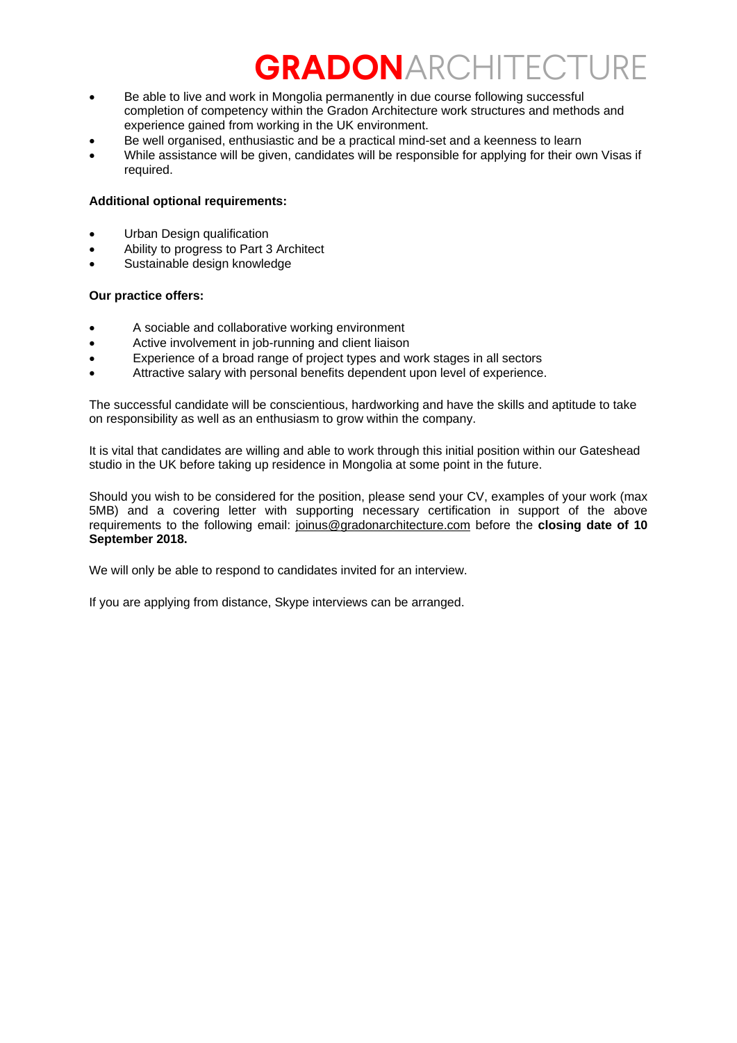- Be able to live and work in Mongolia permanently in due course following successful completion of competency within the Gradon Architecture work structures and methods and experience gained from working in the UK environment.
- Be well organised, enthusiastic and be a practical mind-set and a keenness to learn
- While assistance will be given, candidates will be responsible for applying for their own Visas if required.

**Additional optional requirements:**

- Urban Design qualification
- Ability to progress to Part 3 Architect
- Sustainable design knowledge

**Our practice offers:**

- A sociable and collaborative working environment
- Active involvement in job-running and client liaison
- Experience of a broad range of project types and work stages in all sectors
- Attractive salary with personal benefits dependent upon level of experience.

The successful candidate will be conscientious, hardworking and have the skills and aptitude to take on responsibility as well as an enthusiasm to grow within the company.

It is vital that candidates are willing and able to work through this initial position within our Gateshead studio in the UK before taking up residence in Mongolia at some point in the future.

Should you wish to be considered for the position, please send your CV, examples of your work (max 5MB) and a covering letter with supporting necessary certification in support of the above requirements to the following email: joinus@gradonarchitecture.com before the **closing date of 10 September 2018.**

We will only be able to respond to candidates invited for an interview.

If you are applying from distance, Skype interviews can be arranged.